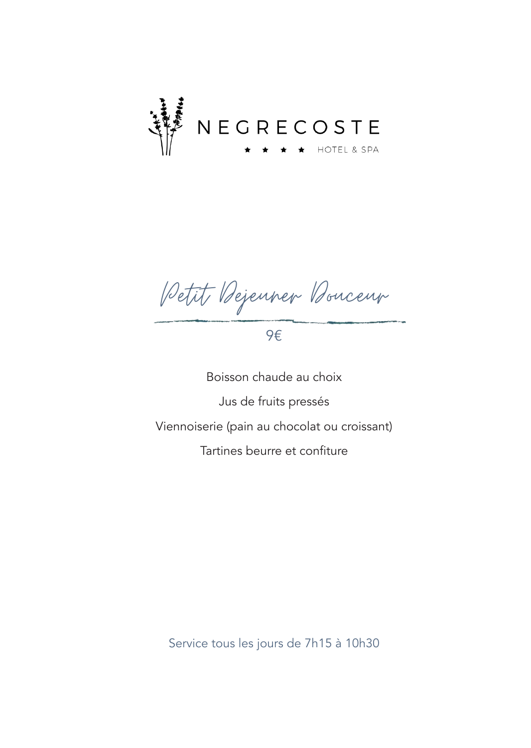# NEGRECOSTE

★ ★ ★ ★ HOTEL & SPA

## *Petit Dejeuner Douceur*

9€

Boisson chaude au choix

Jus de fruits pressés

Viennoiserie (pain au chocolat ou croissant)

Tartines beurre et confiture

Service tous les jours de 7h15 à 10h30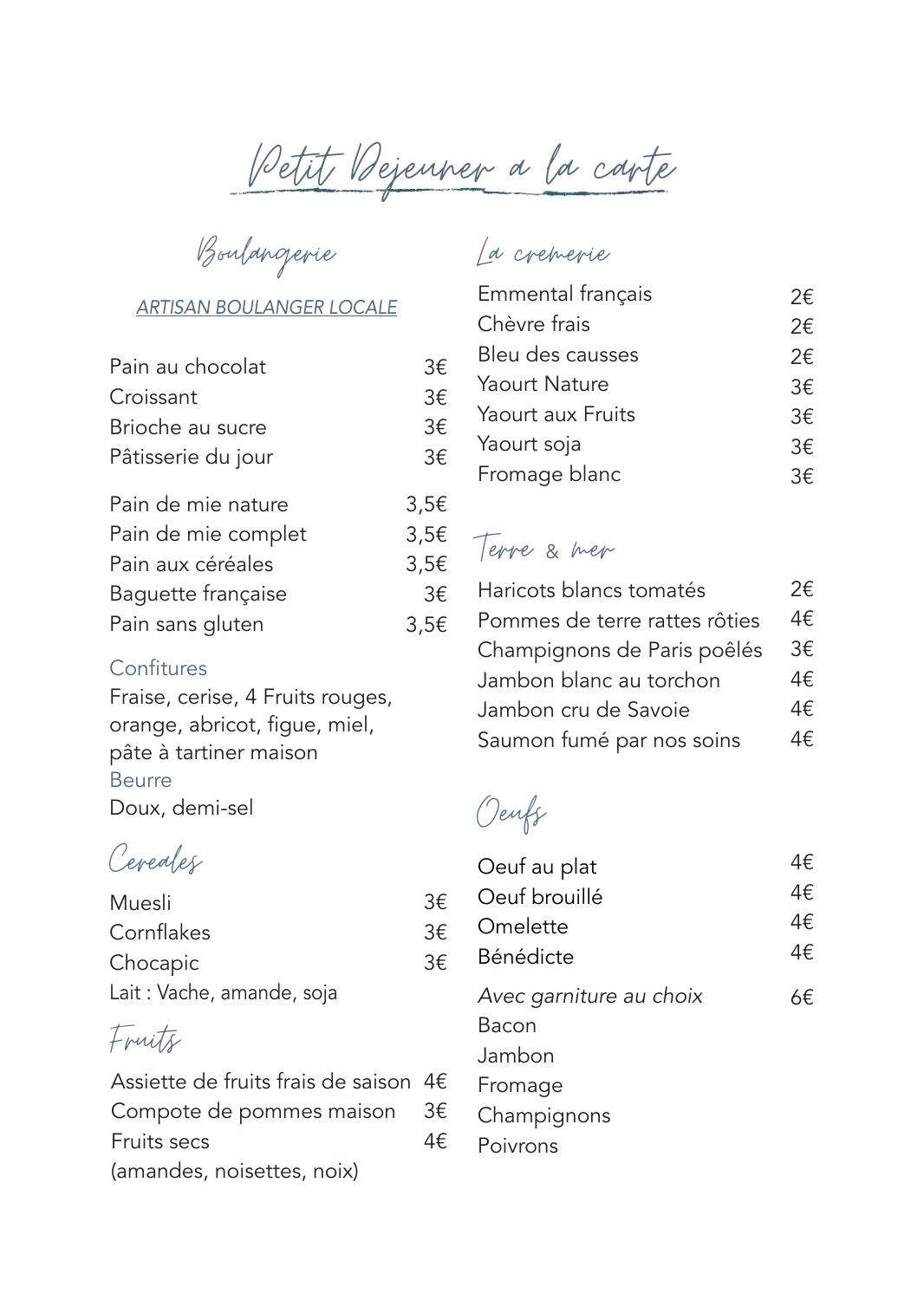# Petit Dejeuner a la carte

## Boulangerie

ARTISAN BOULANGER LOCALE

| | |
|---|---|
| Pain au chocolat | 3€ |
| Croissant | 3€ |
| Brioche au sucre | 3€ |
| Pâtisserie du jour | 3€ |
| Pain de mie nature | 3,5€ |
| Pain de mie complet | 3,5€ |
| Pain aux céréales | 3,5€ |
| Baguette française | 3€ |
| Pain sans gluten | 3,5€ |

### Confitures

Fraise, cerise, 4 Fruits rouges, orange, abricot, figue, miel, pâte à tartiner maison

### Beurre

Doux, demi-sel

## Cereales

| | |
|---|---|
| Muesli | 3€ |
| Cornflakes | 3€ |
| Chocapic | 3€ |

Lait : Vache, amande, soja

## Fruits

| | |
|---|---|
| Assiette de fruits frais de saison | 4€ |
| Compote de pommes maison | 3€ |
| Fruits secs (amandes, noisettes, noix) | 4€ |

## La cremerie

| | |
|---|---|
| Emmental français | 2€ |
| Chèvre frais | 2€ |
| Bleu des causses | 2€ |
| Yaourt Nature | 3€ |
| Yaourt aux Fruits | 3€ |
| Yaourt soja | 3€ |
| Fromage blanc | 3€ |

## Terre & mer

| | |
|---|---|
| Haricots blancs tomatés | 2€ |
| Pommes de terre rattes rôties | 4€ |
| Champignons de Paris poêlés | 3€ |
| Jambon blanc au torchon | 4€ |
| Jambon cru de Savoie | 4€ |
| Saumon fumé par nos soins | 4€ |

## Oeufs

| | |
|---|---|
| Oeuf au plat | 4€ |
| Oeuf brouillé | 4€ |
| Omelette | 4€ |
| Bénédicte | 4€ |

*Avec garniture au choix* 6€

Bacon
Jambon
Fromage
Champignons
Poivrons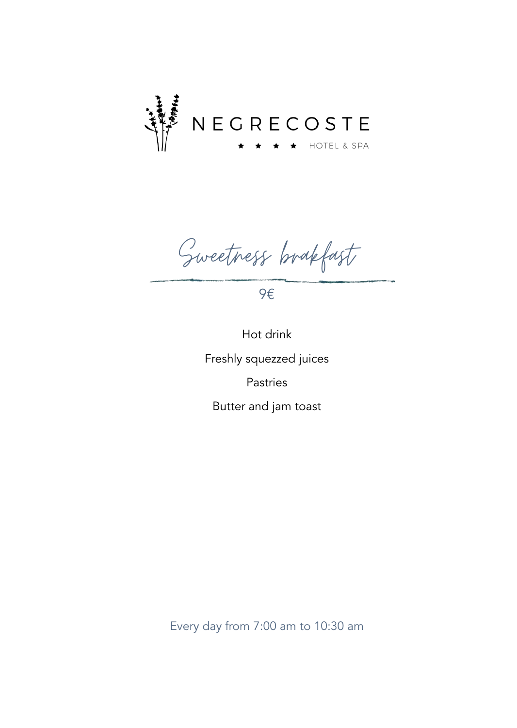NEGRECOSTE

★ ★ ★ ★ HOTEL & SPA

# Sweetness brakfast

9€

Hot drink

Freshly squezzed juices

Pastries

Butter and jam toast

Every day from 7:00 am to 10:30 am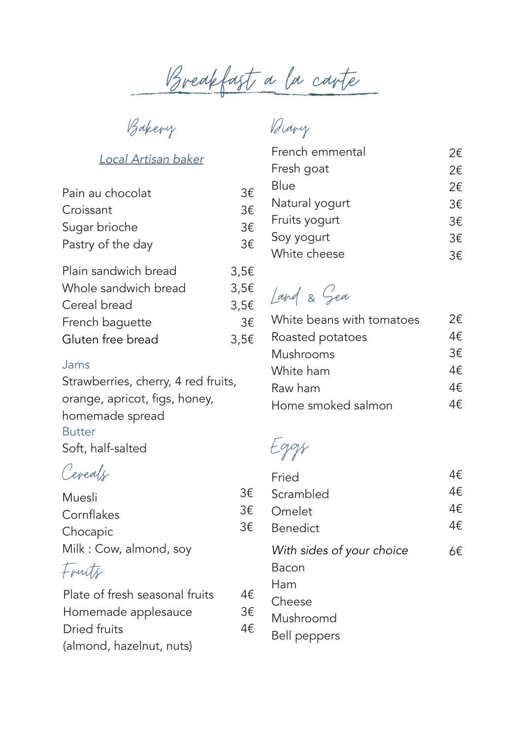# Breakfast a la carte

## Bakery

*Local Artisan baker*

| | |
|---|---|
| Pain au chocolat | 3€ |
| Croissant | 3€ |
| Sugar brioche | 3€ |
| Pastry of the day | 3€ |

| | |
|---|---|
| Plain sandwich bread | 3,5€ |
| Whole sandwich bread | 3,5€ |
| Cereal bread | 3,5€ |
| French baguette | 3€ |
| Gluten free bread | 3,5€ |

Jams

Strawberries, cherry, 4 red fruits, orange, apricot, figs, honey, homemade spread

Butter

Soft, half-salted

## Cereals

| | |
|---|---|
| Muesli | 3€ |
| Cornflakes | 3€ |
| Chocapic | 3€ |

Milk : Cow, almond, soy

## Fruits

| | |
|---|---|
| Plate of fresh seasonal fruits | 4€ |
| Homemade applesauce | 3€ |
| Dried fruits (almond, hazelnut, nuts) | 4€ |

## Diary

| | |
|---|---|
| French emmental | 2€ |
| Fresh goat | 2€ |
| Blue | 2€ |
| Natural yogurt | 3€ |
| Fruits yogurt | 3€ |
| Soy yogurt | 3€ |
| White cheese | 3€ |

## Land & Sea

| | |
|---|---|
| White beans with tomatoes | 2€ |
| Roasted potatoes | 4€ |
| Mushrooms | 3€ |
| White ham | 4€ |
| Raw ham | 4€ |
| Home smoked salmon | 4€ |

## Eggs

| | |
|---|---|
| Fried | 4€ |
| Scrambled | 4€ |
| Omelet | 4€ |
| Benedict | 4€ |

*With sides of your choice* 6€

Bacon

Ham

Cheese

Mushroomd

Bell peppers